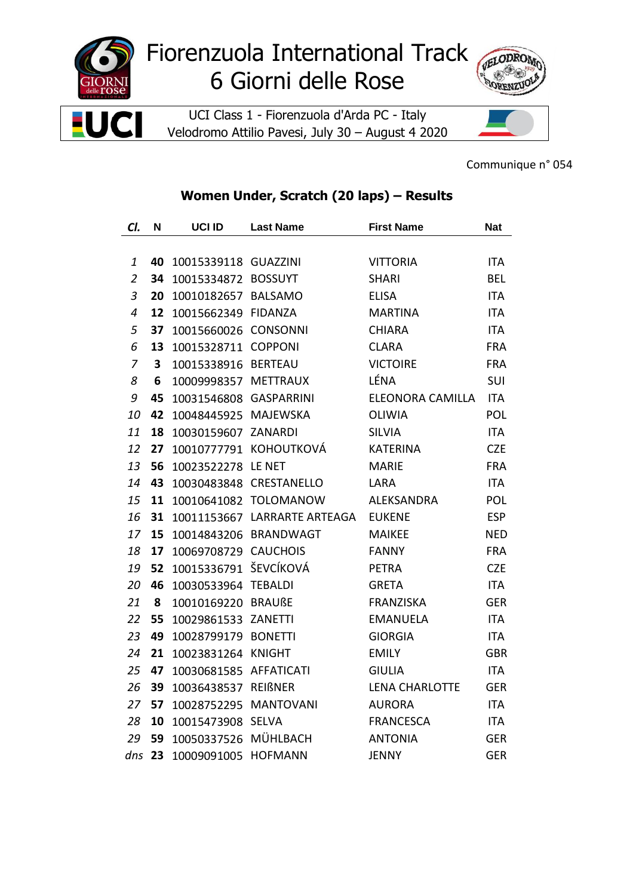# Fiorenzuola International Track
# 6 Giorni delle Rose

UCI Class 1 - Fiorenzuola d'Arda PC - Italy
Velodromo Attilio Pavesi, July 30 – August 4 2020

Communique n° 054

## Women Under, Scratch (20 laps) – Results

| *Cl.* | N | UCI ID | Last Name | First Name | Nat |
|---|---|---|---|---|---|
| *1* | **40** | 10015339118 | GUAZZINI | VITTORIA | ITA |
| *2* | **34** | 10015334872 | BOSSUYT | SHARI | BEL |
| *3* | **20** | 10010182657 | BALSAMO | ELISA | ITA |
| *4* | **12** | 10015662349 | FIDANZA | MARTINA | ITA |
| *5* | **37** | 10015660026 | CONSONNI | CHIARA | ITA |
| *6* | **13** | 10015328711 | COPPONI | CLARA | FRA |
| *7* | **3** | 10015338916 | BERTEAU | VICTOIRE | FRA |
| *8* | **6** | 10009998357 | METTRAUX | LÉNA | SUI |
| *9* | **45** | 10031546808 | GASPARRINI | ELEONORA CAMILLA | ITA |
| *10* | **42** | 10048445925 | MAJEWSKA | OLIWIA | POL |
| *11* | **18** | 10030159607 | ZANARDI | SILVIA | ITA |
| *12* | **27** | 10010777791 | KOHOUTKOVÁ | KATERINA | CZE |
| *13* | **56** | 10023522278 | LE NET | MARIE | FRA |
| *14* | **43** | 10030483848 | CRESTANELLO | LARA | ITA |
| *15* | **11** | 10010641082 | TOLOMANOW | ALEKSANDRA | POL |
| *16* | **31** | 10011153667 | LARRARTE ARTEAGA | EUKENE | ESP |
| *17* | **15** | 10014843206 | BRANDWAGT | MAIKEE | NED |
| *18* | **17** | 10069708729 | CAUCHOIS | FANNY | FRA |
| *19* | **52** | 10015336791 | ŠEVCÍKOVÁ | PETRA | CZE |
| *20* | **46** | 10030533964 | TEBALDI | GRETA | ITA |
| *21* | **8** | 10010169220 | BRAUßE | FRANZISKA | GER |
| *22* | **55** | 10029861533 | ZANETTI | EMANUELA | ITA |
| *23* | **49** | 10028799179 | BONETTI | GIORGIA | ITA |
| *24* | **21** | 10023831264 | KNIGHT | EMILY | GBR |
| *25* | **47** | 10030681585 | AFFATICATI | GIULIA | ITA |
| *26* | **39** | 10036438537 | REIßNER | LENA CHARLOTTE | GER |
| *27* | **57** | 10028752295 | MANTOVANI | AURORA | ITA |
| *28* | **10** | 10015473908 | SELVA | FRANCESCA | ITA |
| *29* | **59** | 10050337526 | MÜHLBACH | ANTONIA | GER |
| *dns* | **23** | 10009091005 | HOFMANN | JENNY | GER |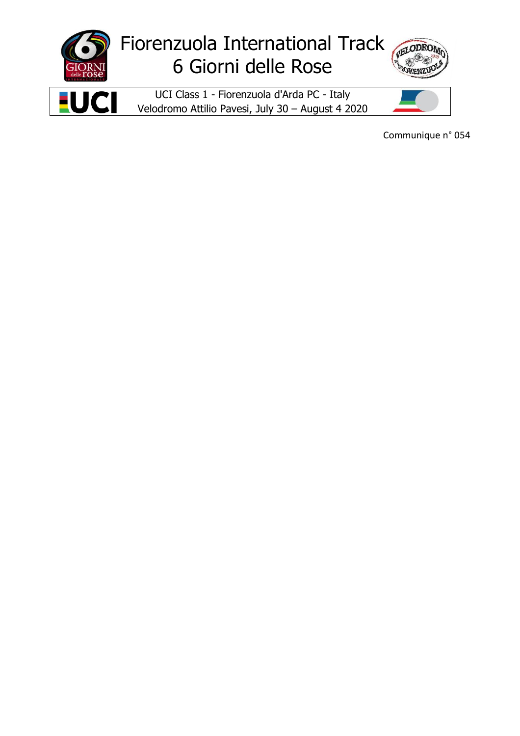# Fiorenzuola International Track
# 6 Giorni delle Rose

UCI Class 1 - Fiorenzuola d'Arda PC - Italy
Velodromo Attilio Pavesi, July 30 – August 4 2020

Communique n° 054